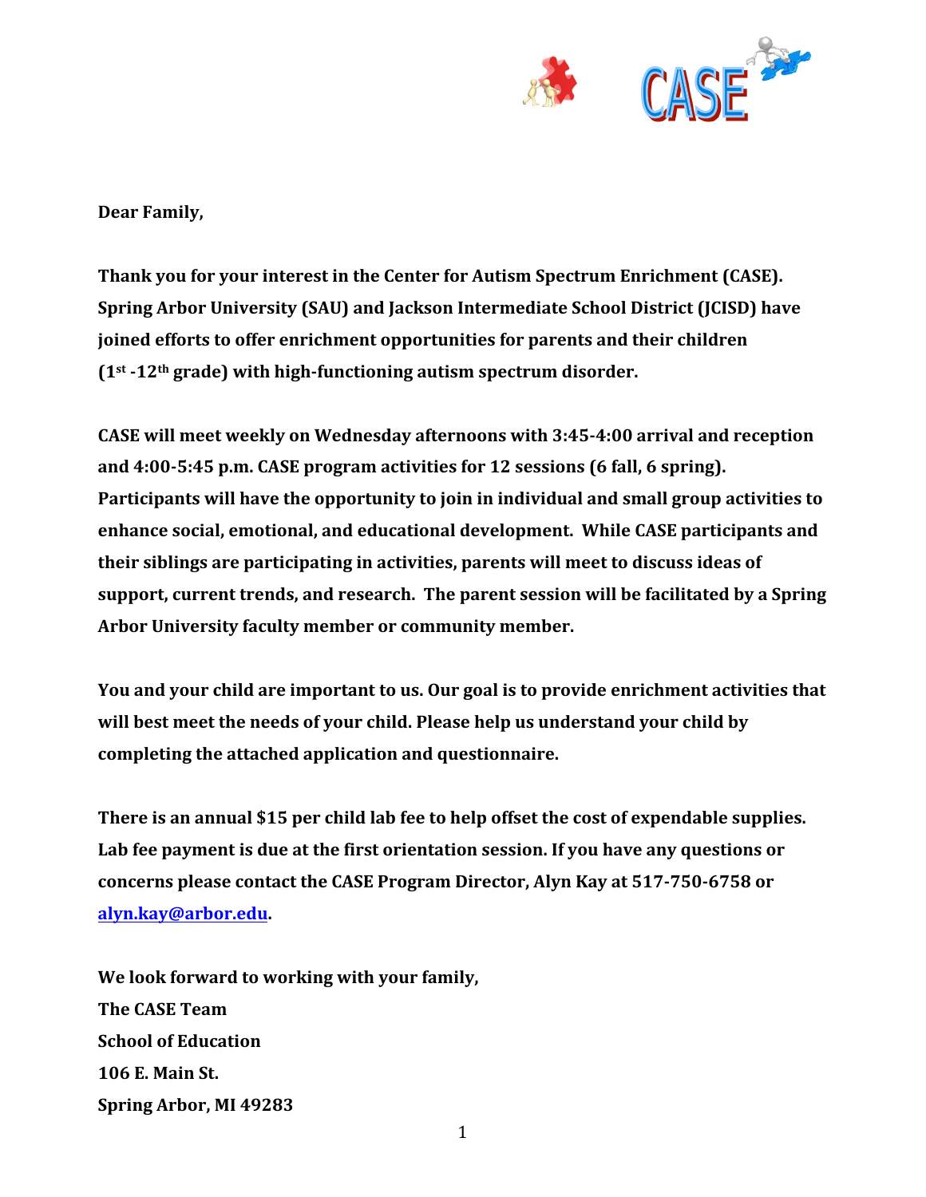**Dear Family,**

**Thank you for your interest in the Center for Autism Spectrum Enrichment (CASE). Spring Arbor University (SAU) and Jackson Intermediate School District (JCISD) have joined efforts to offer enrichment opportunities for parents and their children (1st -12th grade) with high-functioning autism spectrum disorder.**

**CASE will meet weekly on Wednesday afternoons with 3:45-4:00 arrival and reception and 4:00-5:45 p.m. CASE program activities for 12 sessions (6 fall, 6 spring). Participants will have the opportunity to join in individual and small group activities to enhance social, emotional, and educational development. While CASE participants and their siblings are participating in activities, parents will meet to discuss ideas of support, current trends, and research. The parent session will be facilitated by a Spring Arbor University faculty member or community member.**

**You and your child are important to us. Our goal is to provide enrichment activities that will best meet the needs of your child. Please help us understand your child by completing the attached application and questionnaire.**

**There is an annual $15 per child lab fee to help offset the cost of expendable supplies. Lab fee payment is due at the first orientation session. If you have any questions or concerns please contact the CASE Program Director, Alyn Kay at 517-750-6758 or alyn.kay@arbor.edu.**

**We look forward to working with your family,**
**The CASE Team**
**School of Education**
**106 E. Main St.**
**Spring Arbor, MI 49283**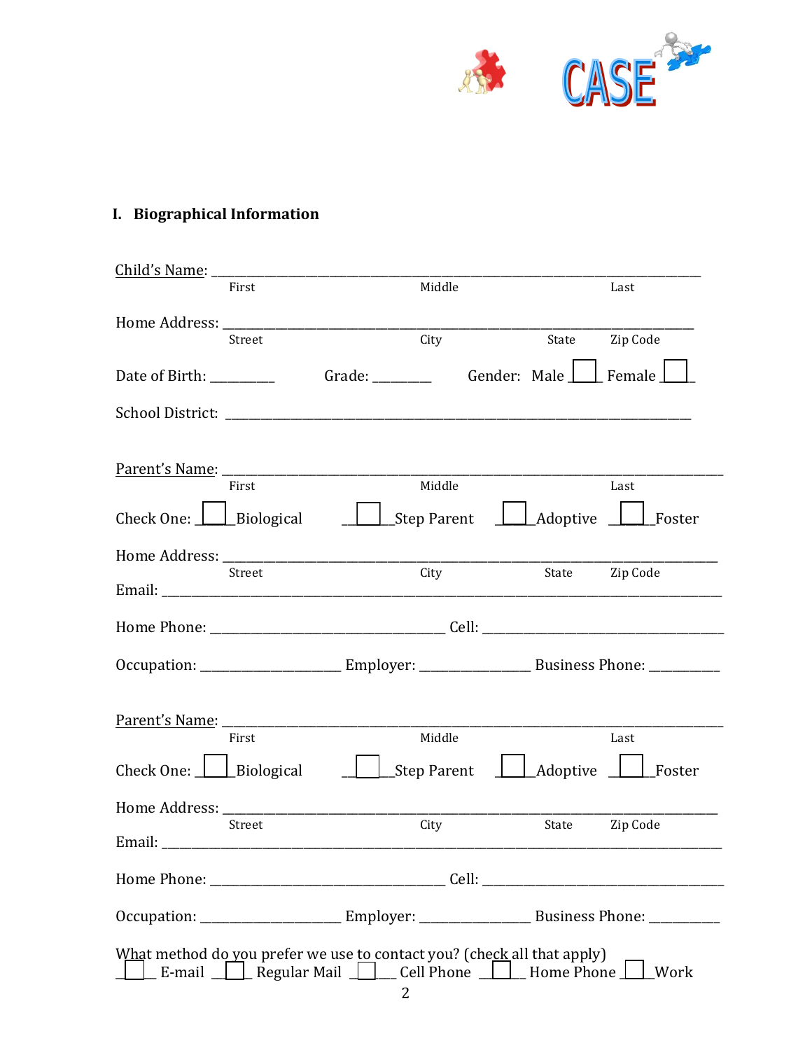CASE

## I. Biographical Information

Child's Name: ______________________________________________________________
First Middle Last

Home Address: ______________________________________________________________
Street City State Zip Code

Date of Birth: _________ Grade: ________ Gender: Male ☐ Female ☐

School District: ______________________________________________________________

Parent's Name: ______________________________________________________________
First Middle Last

Check One: ☐ Biological ☐ Step Parent ☐ Adoptive ☐ Foster

Home Address: ______________________________________________________________
Street City State Zip Code

Email: ______________________________________________________________

Home Phone: ______________________________ Cell: ______________________________

Occupation: ___________________ Employer: _______________ Business Phone: _________

Parent's Name: ______________________________________________________________
First Middle Last

Check One: ☐ Biological ☐ Step Parent ☐ Adoptive ☐ Foster

Home Address: ______________________________________________________________
Street City State Zip Code

Email: ______________________________________________________________

Home Phone: ______________________________ Cell: ______________________________

Occupation: ___________________ Employer: _______________ Business Phone: _________

What method do you prefer we use to contact you? (check all that apply)
☐ E-mail ☐ Regular Mail ☐ Cell Phone ☐ Home Phone ☐ Work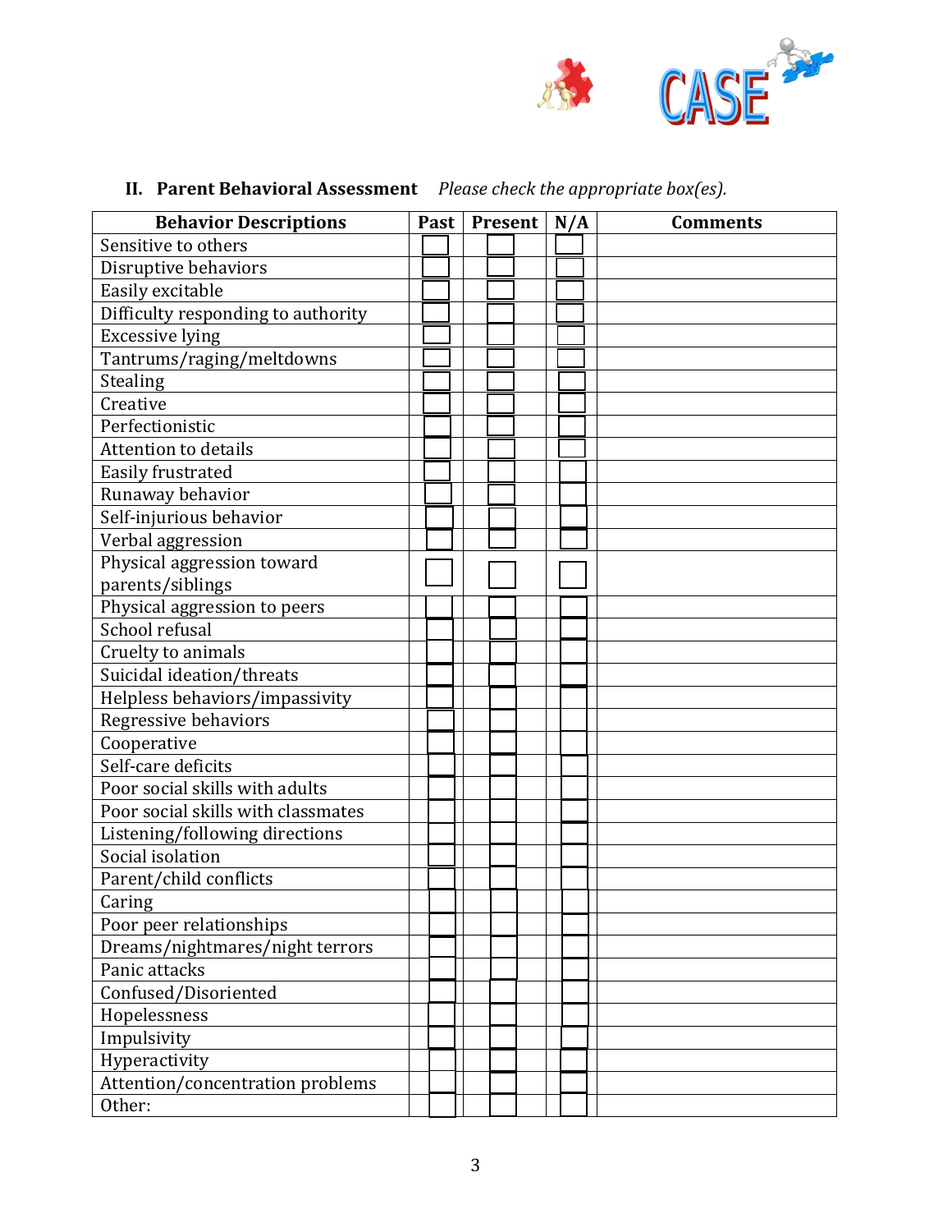## II. Parent Behavioral Assessment *Please check the appropriate box(es).*

| Behavior Descriptions | Past | Present | N/A | Comments |
|---|---|---|---|---|
| Sensitive to others | ☐ | ☐ | ☐ | |
| Disruptive behaviors | ☐ | ☐ | ☐ | |
| Easily excitable | ☐ | ☐ | ☐ | |
| Difficulty responding to authority | ☐ | ☐ | ☐ | |
| Excessive lying | ☐ | ☐ | ☐ | |
| Tantrums/raging/meltdowns | ☐ | ☐ | ☐ | |
| Stealing | ☐ | ☐ | ☐ | |
| Creative | ☐ | ☐ | ☐ | |
| Perfectionistic | ☐ | ☐ | ☐ | |
| Attention to details | ☐ | ☐ | ☐ | |
| Easily frustrated | ☐ | ☐ | ☐ | |
| Runaway behavior | ☐ | ☐ | ☐ | |
| Self-injurious behavior | ☐ | ☐ | ☐ | |
| Verbal aggression | ☐ | ☐ | ☐ | |
| Physical aggression toward parents/siblings | ☐ | ☐ | ☐ | |
| Physical aggression to peers | ☐ | ☐ | ☐ | |
| School refusal | ☐ | ☐ | ☐ | |
| Cruelty to animals | ☐ | ☐ | ☐ | |
| Suicidal ideation/threats | ☐ | ☐ | ☐ | |
| Helpless behaviors/impassivity | ☐ | ☐ | ☐ | |
| Regressive behaviors | ☐ | ☐ | ☐ | |
| Cooperative | ☐ | ☐ | ☐ | |
| Self-care deficits | ☐ | ☐ | ☐ | |
| Poor social skills with adults | ☐ | ☐ | ☐ | |
| Poor social skills with classmates | ☐ | ☐ | ☐ | |
| Listening/following directions | ☐ | ☐ | ☐ | |
| Social isolation | ☐ | ☐ | ☐ | |
| Parent/child conflicts | ☐ | ☐ | ☐ | |
| Caring | ☐ | ☐ | ☐ | |
| Poor peer relationships | ☐ | ☐ | ☐ | |
| Dreams/nightmares/night terrors | ☐ | ☐ | ☐ | |
| Panic attacks | ☐ | ☐ | ☐ | |
| Confused/Disoriented | ☐ | ☐ | ☐ | |
| Hopelessness | ☐ | ☐ | ☐ | |
| Impulsivity | ☐ | ☐ | ☐ | |
| Hyperactivity | ☐ | ☐ | ☐ | |
| Attention/concentration problems | ☐ | ☐ | ☐ | |
| Other: | ☐ | ☐ | ☐ | |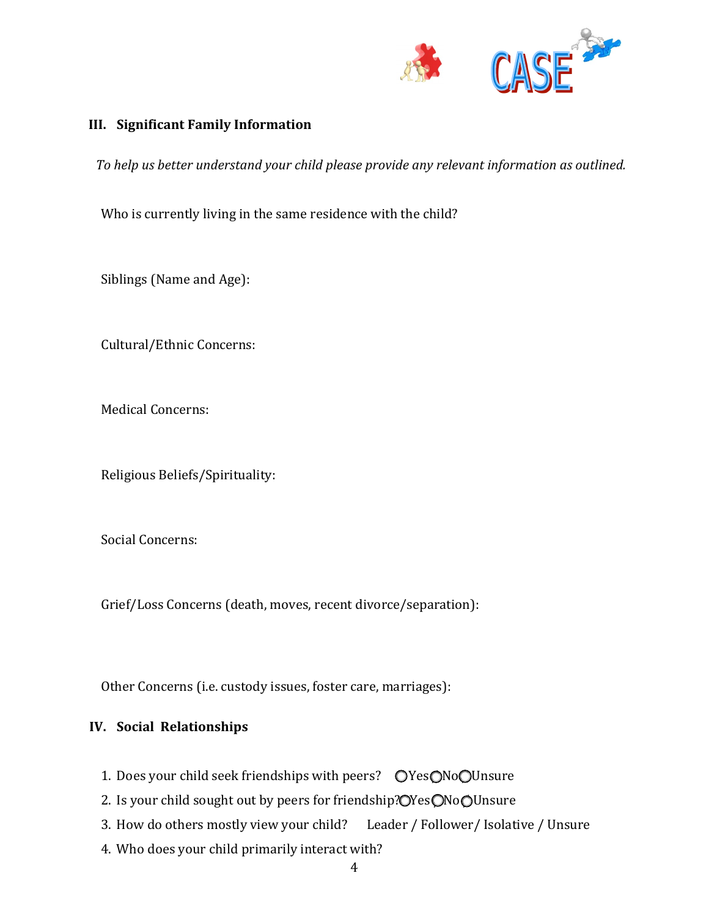## III. Significant Family Information

*To help us better understand your child please provide any relevant information as outlined.*

Who is currently living in the same residence with the child?

Siblings (Name and Age):

Cultural/Ethnic Concerns:

Medical Concerns:

Religious Beliefs/Spirituality:

Social Concerns:

Grief/Loss Concerns (death, moves, recent divorce/separation):

Other Concerns (i.e. custody issues, foster care, marriages):

## IV. Social Relationships

1. Does your child seek friendships with peers? ○Yes ○No ○Unsure
2. Is your child sought out by peers for friendship? ○Yes ○No ○Unsure
3. How do others mostly view your child? Leader / Follower/ Isolative / Unsure
4. Who does your child primarily interact with?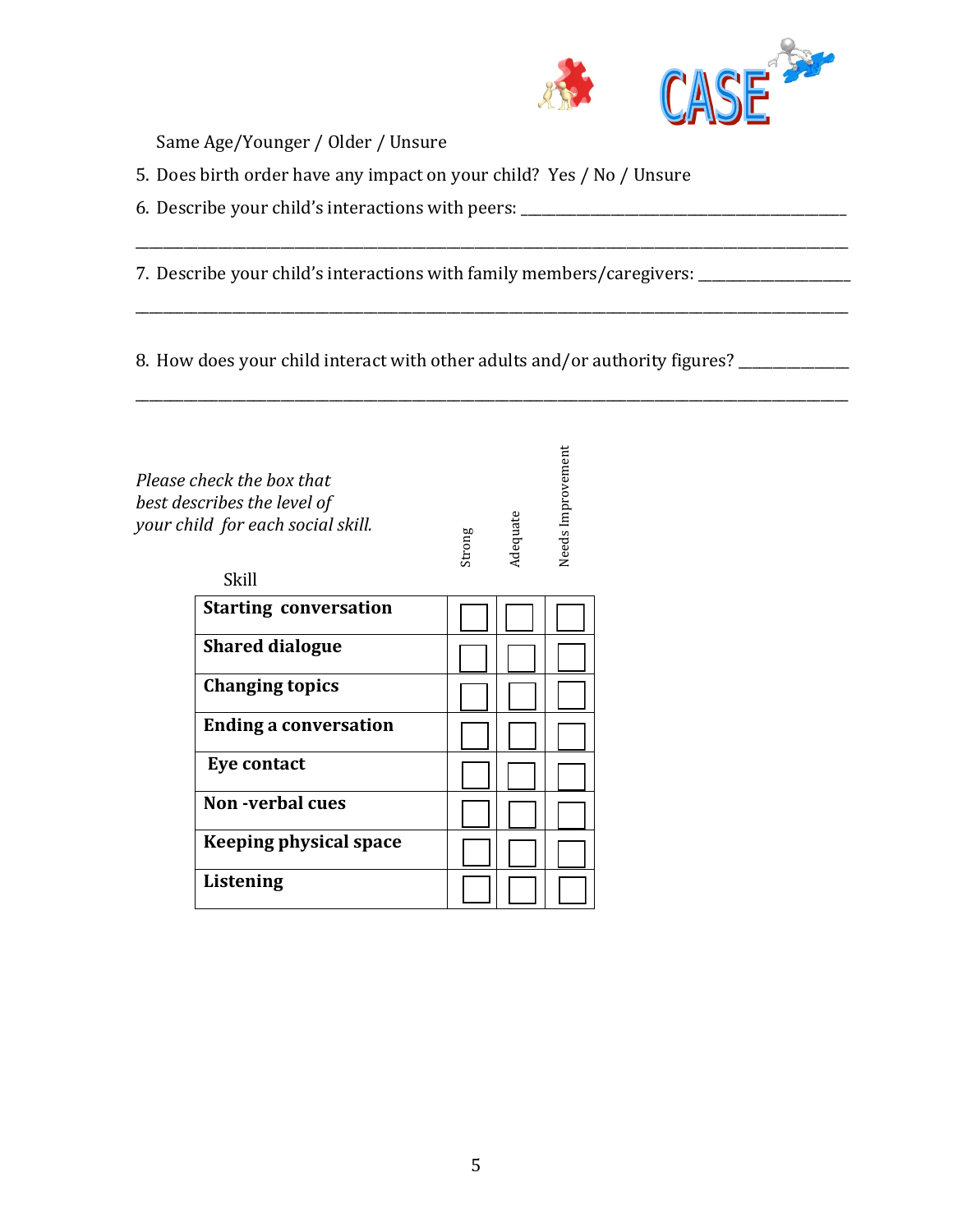Same Age/Younger / Older / Unsure

5. Does birth order have any impact on your child? Yes / No / Unsure

6. Describe your child's interactions with peers: ____________________________________________

_______________________________________________________________________________________________

7. Describe your child's interactions with family members/caregivers: ____________________

_______________________________________________________________________________________________

8. How does your child interact with other adults and/or authority figures? ______________

_______________________________________________________________________________________________

*Please check the box that best describes the level of your child for each social skill.*

| Skill | Strong | Adequate | Needs Improvement |
|---|---|---|---|
| **Starting conversation** | ☐ | ☐ | ☐ |
| **Shared dialogue** | ☐ | ☐ | ☐ |
| **Changing topics** | ☐ | ☐ | ☐ |
| **Ending a conversation** | ☐ | ☐ | ☐ |
| **Eye contact** | ☐ | ☐ | ☐ |
| **Non -verbal cues** | ☐ | ☐ | ☐ |
| **Keeping physical space** | ☐ | ☐ | ☐ |
| **Listening** | ☐ | ☐ | ☐ |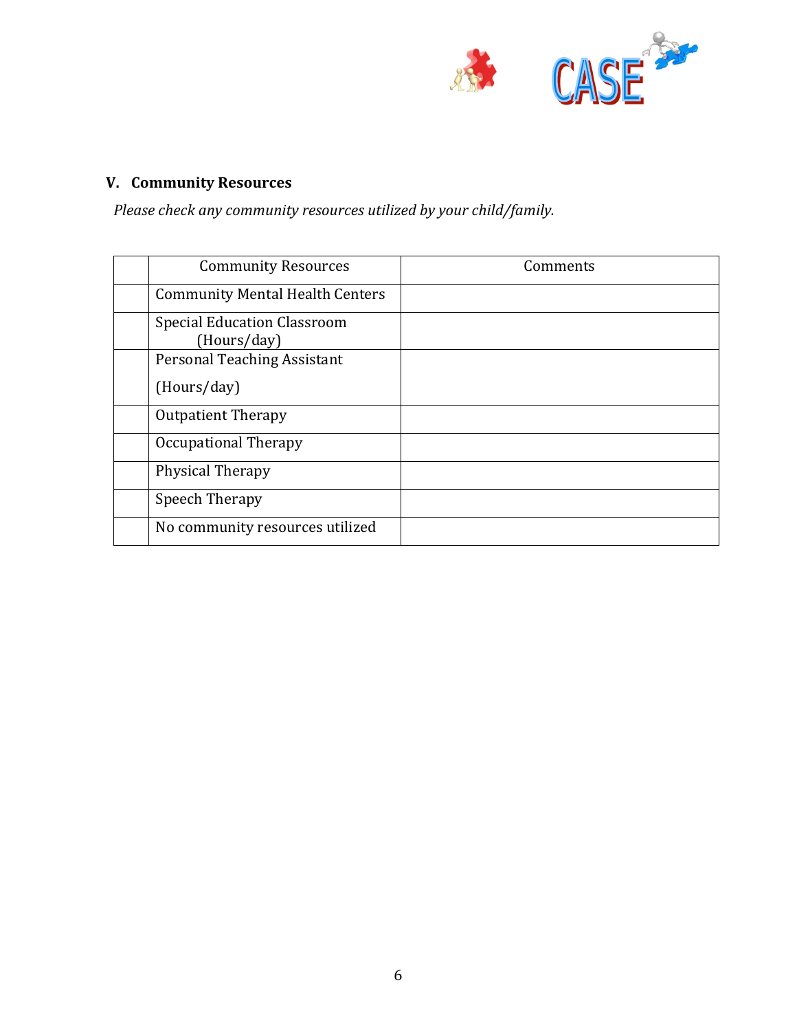## V. Community Resources

*Please check any community resources utilized by your child/family.*

| | Community Resources | Comments |
|---|---|---|
| | Community Mental Health Centers | |
| | Special Education Classroom (Hours/day) | |
| | Personal Teaching Assistant (Hours/day) | |
| | Outpatient Therapy | |
| | Occupational Therapy | |
| | Physical Therapy | |
| | Speech Therapy | |
| | No community resources utilized | |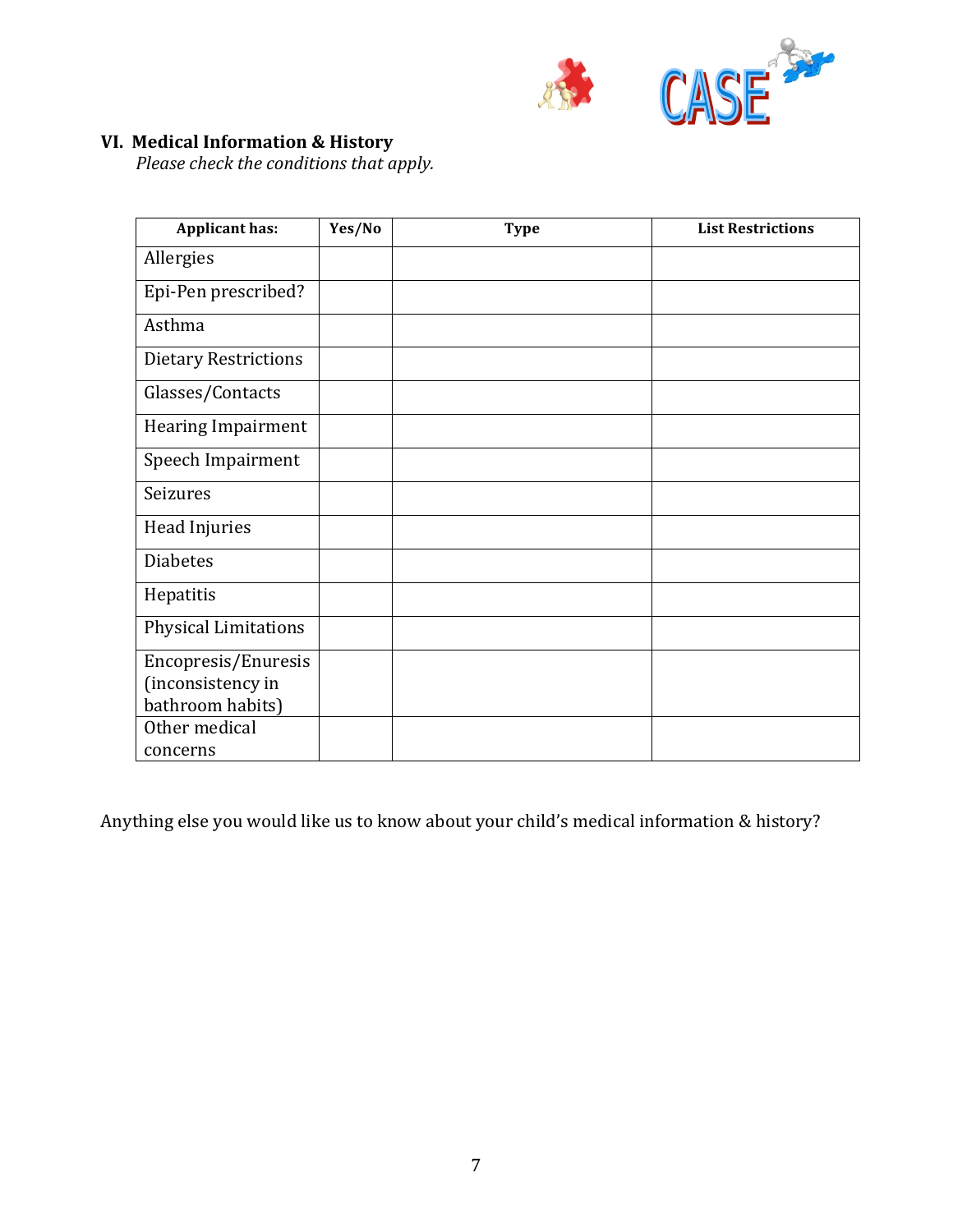## VI. Medical Information & History

*Please check the conditions that apply.*

| Applicant has: | Yes/No | Type | List Restrictions |
|---|---|---|---|
| Allergies | | | |
| Epi-Pen prescribed? | | | |
| Asthma | | | |
| Dietary Restrictions | | | |
| Glasses/Contacts | | | |
| Hearing Impairment | | | |
| Speech Impairment | | | |
| Seizures | | | |
| Head Injuries | | | |
| Diabetes | | | |
| Hepatitis | | | |
| Physical Limitations | | | |
| Encopresis/Enuresis (inconsistency in bathroom habits) | | | |
| Other medical concerns | | | |

Anything else you would like us to know about your child's medical information & history?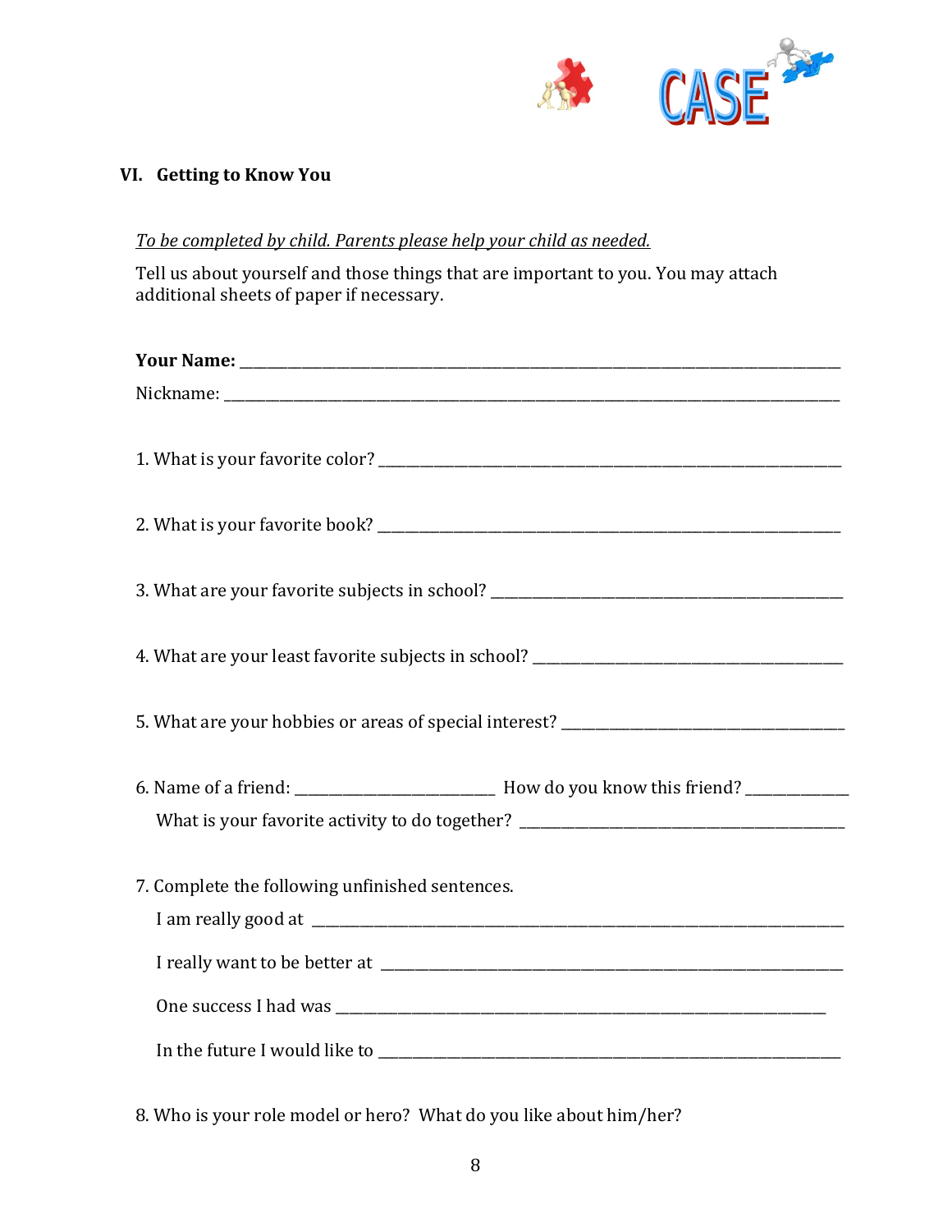## VI. Getting to Know You

*To be completed by child. Parents please help your child as needed.*

Tell us about yourself and those things that are important to you. You may attach additional sheets of paper if necessary.

**Your Name:** ______________________________________________

Nickname: ______________________________________________

1. What is your favorite color? ______________________________________________

2. What is your favorite book? ______________________________________________

3. What are your favorite subjects in school? ______________________________________________

4. What are your least favorite subjects in school? ______________________________________________

5. What are your hobbies or areas of special interest? ______________________________________________

6. Name of a friend: ____________________ How do you know this friend? __________

   What is your favorite activity to do together? ______________________________________________

7. Complete the following unfinished sentences.

   I am really good at ______________________________________________

   I really want to be better at ______________________________________________

   One success I had was ______________________________________________

   In the future I would like to ______________________________________________

8. Who is your role model or hero? What do you like about him/her?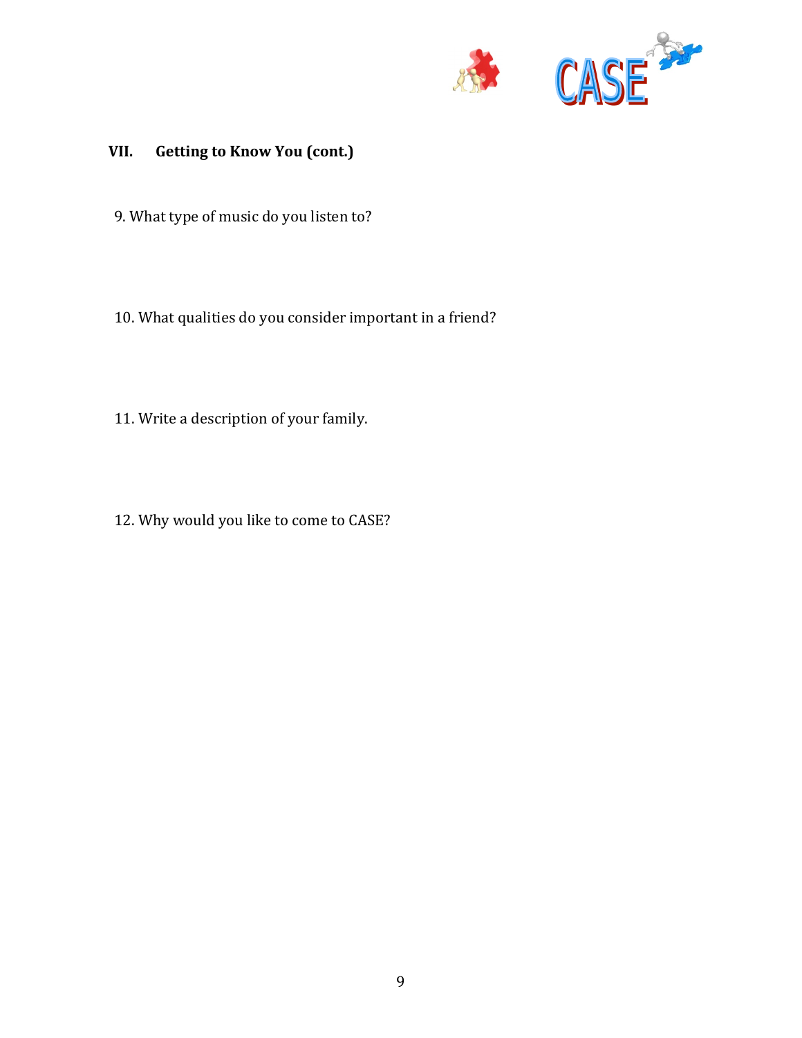## VII. Getting to Know You (cont.)

9. What type of music do you listen to?

10. What qualities do you consider important in a friend?

11. Write a description of your family.

12. Why would you like to come to CASE?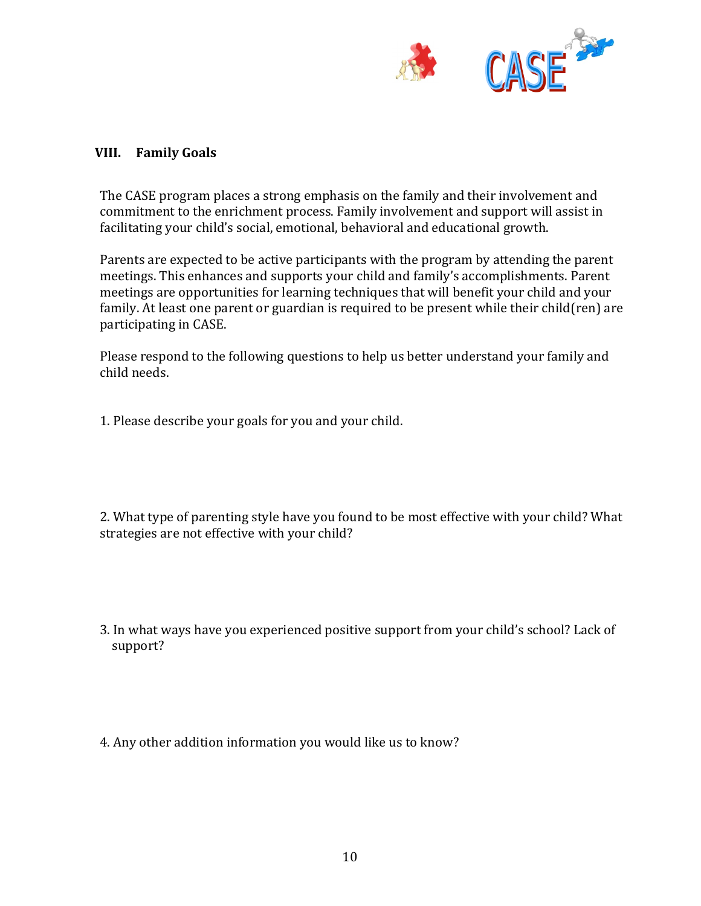## VIII. Family Goals

The CASE program places a strong emphasis on the family and their involvement and commitment to the enrichment process. Family involvement and support will assist in facilitating your child's social, emotional, behavioral and educational growth.

Parents are expected to be active participants with the program by attending the parent meetings. This enhances and supports your child and family's accomplishments. Parent meetings are opportunities for learning techniques that will benefit your child and your family. At least one parent or guardian is required to be present while their child(ren) are participating in CASE.

Please respond to the following questions to help us better understand your family and child needs.

1. Please describe your goals for you and your child.

2. What type of parenting style have you found to be most effective with your child? What strategies are not effective with your child?

3. In what ways have you experienced positive support from your child's school? Lack of support?

4. Any other addition information you would like us to know?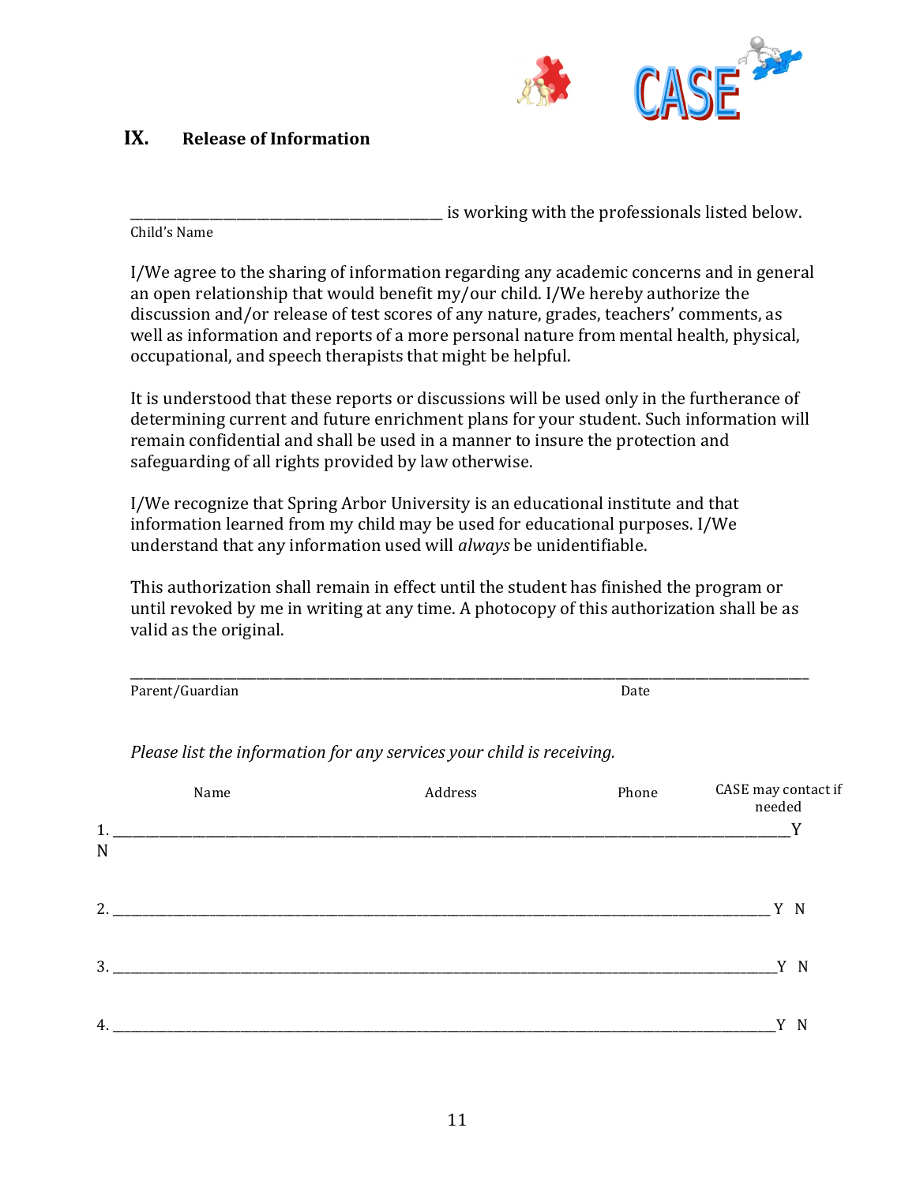## IX. Release of Information

\_\_\_\_\_\_\_\_\_\_\_\_\_\_\_\_\_\_\_\_\_\_\_\_\_\_\_\_\_\_\_\_\_\_\_\_\_\_\_\_\_\_\_ is working with the professionals listed below.
Child's Name

I/We agree to the sharing of information regarding any academic concerns and in general an open relationship that would benefit my/our child. I/We hereby authorize the discussion and/or release of test scores of any nature, grades, teachers' comments, as well as information and reports of a more personal nature from mental health, physical, occupational, and speech therapists that might be helpful.

It is understood that these reports or discussions will be used only in the furtherance of determining current and future enrichment plans for your student. Such information will remain confidential and shall be used in a manner to insure the protection and safeguarding of all rights provided by law otherwise.

I/We recognize that Spring Arbor University is an educational institute and that information learned from my child may be used for educational purposes. I/We understand that any information used will *always* be unidentifiable.

This authorization shall remain in effect until the student has finished the program or until revoked by me in writing at any time. A photocopy of this authorization shall be as valid as the original.

\_\_\_\_\_\_\_\_\_\_\_\_\_\_\_\_\_\_\_\_\_\_\_\_\_\_\_\_\_\_\_\_\_\_\_\_\_\_\_\_\_\_\_\_\_\_\_\_\_\_\_\_\_\_\_\_\_\_\_\_\_\_\_\_\_\_\_\_\_\_\_\_\_\_\_\_\_\_\_\_\_\_
Parent/Guardian Date

*Please list the information for any services your child is receiving.*

| | Name | Address | Phone | CASE may contact if needed |
|---|---|---|---|---|
| 1. | | | | Y N |
| 2. | | | | Y N |
| 3. | | | | Y N |
| 4. | | | | Y N |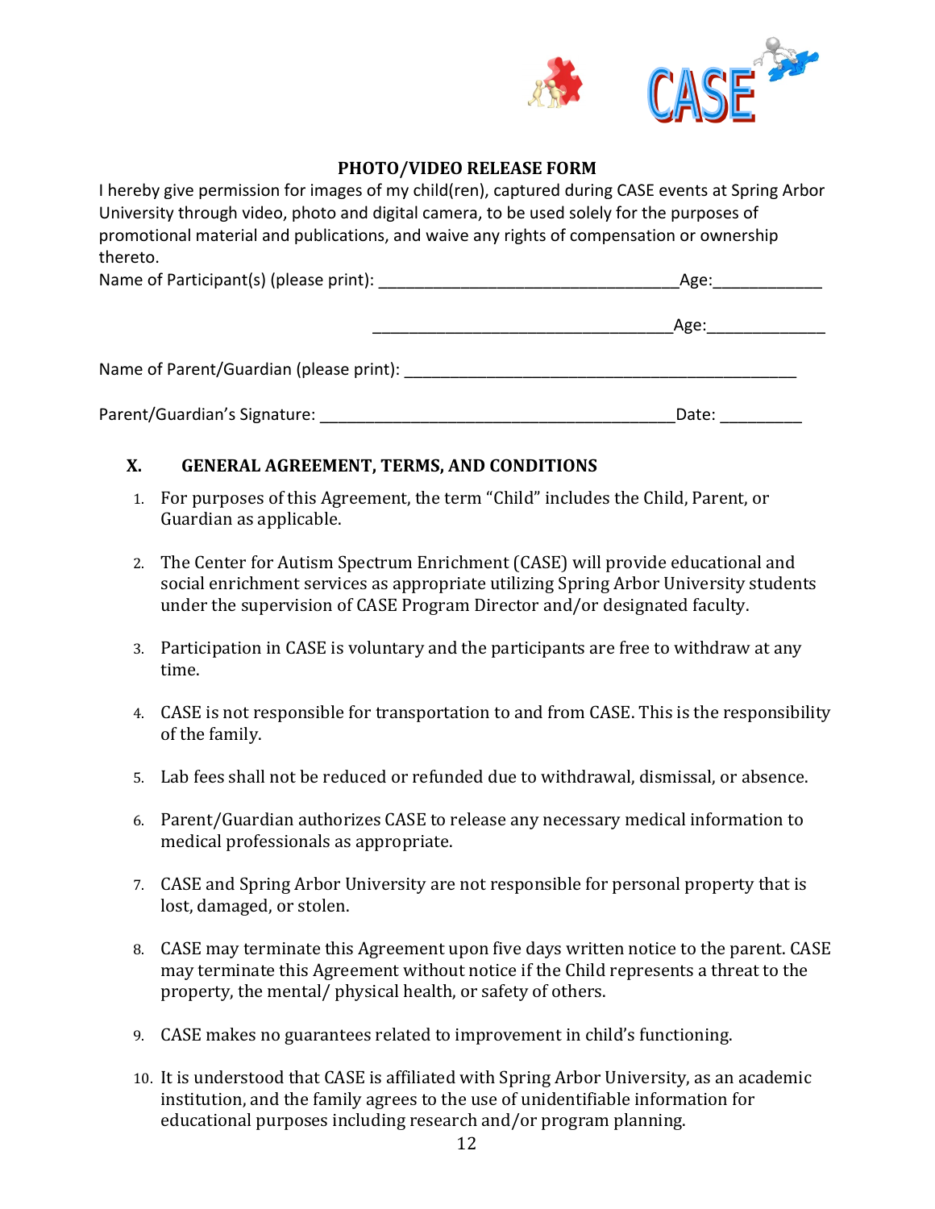## PHOTO/VIDEO RELEASE FORM

I hereby give permission for images of my child(ren), captured during CASE events at Spring Arbor University through video, photo and digital camera, to be used solely for the purposes of promotional material and publications, and waive any rights of compensation or ownership thereto.

Name of Participant(s) (please print): ___________________________________Age:____________

___________________________________Age:_____________

Name of Parent/Guardian (please print): ______________________________________________

Parent/Guardian's Signature: __________________________________________Date: _________

## X. GENERAL AGREEMENT, TERMS, AND CONDITIONS

1. For purposes of this Agreement, the term "Child" includes the Child, Parent, or Guardian as applicable.

2. The Center for Autism Spectrum Enrichment (CASE) will provide educational and social enrichment services as appropriate utilizing Spring Arbor University students under the supervision of CASE Program Director and/or designated faculty.

3. Participation in CASE is voluntary and the participants are free to withdraw at any time.

4. CASE is not responsible for transportation to and from CASE. This is the responsibility of the family.

5. Lab fees shall not be reduced or refunded due to withdrawal, dismissal, or absence.

6. Parent/Guardian authorizes CASE to release any necessary medical information to medical professionals as appropriate.

7. CASE and Spring Arbor University are not responsible for personal property that is lost, damaged, or stolen.

8. CASE may terminate this Agreement upon five days written notice to the parent. CASE may terminate this Agreement without notice if the Child represents a threat to the property, the mental/ physical health, or safety of others.

9. CASE makes no guarantees related to improvement in child's functioning.

10. It is understood that CASE is affiliated with Spring Arbor University, as an academic institution, and the family agrees to the use of unidentifiable information for educational purposes including research and/or program planning.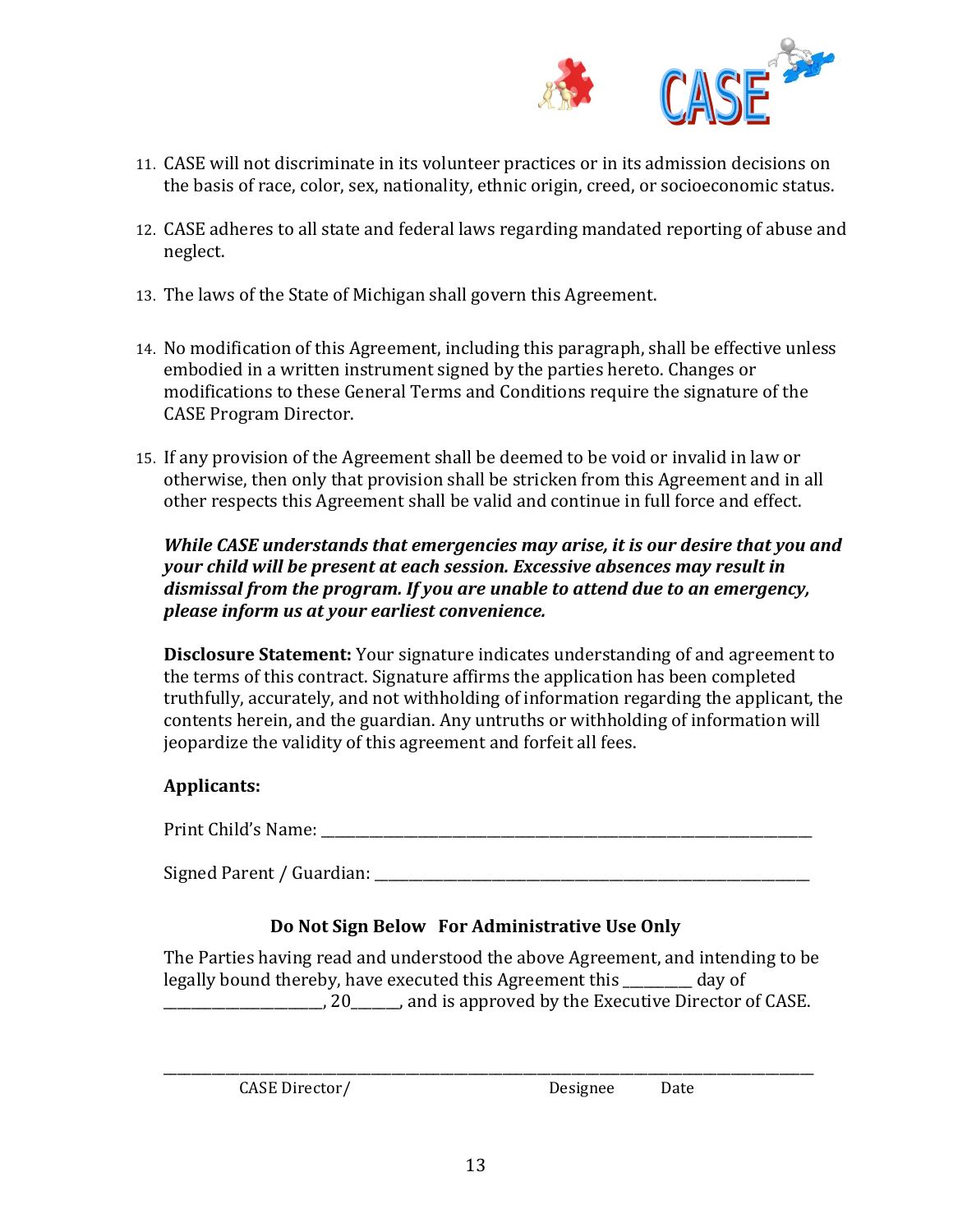11. CASE will not discriminate in its volunteer practices or in its admission decisions on the basis of race, color, sex, nationality, ethnic origin, creed, or socioeconomic status.

12. CASE adheres to all state and federal laws regarding mandated reporting of abuse and neglect.

13. The laws of the State of Michigan shall govern this Agreement.

14. No modification of this Agreement, including this paragraph, shall be effective unless embodied in a written instrument signed by the parties hereto. Changes or modifications to these General Terms and Conditions require the signature of the CASE Program Director.

15. If any provision of the Agreement shall be deemed to be void or invalid in law or otherwise, then only that provision shall be stricken from this Agreement and in all other respects this Agreement shall be valid and continue in full force and effect.

***While CASE understands that emergencies may arise, it is our desire that you and your child will be present at each session. Excessive absences may result in dismissal from the program. If you are unable to attend due to an emergency, please inform us at your earliest convenience.***

**Disclosure Statement:** Your signature indicates understanding of and agreement to the terms of this contract. Signature affirms the application has been completed truthfully, accurately, and not withholding of information regarding the applicant, the contents herein, and the guardian. Any untruths or withholding of information will jeopardize the validity of this agreement and forfeit all fees.

**Applicants:**

Print Child's Name: ______________________________________________________________

Signed Parent / Guardian: __________________________________________________________

**Do Not Sign Below For Administrative Use Only**

The Parties having read and understood the above Agreement, and intending to be legally bound thereby, have executed this Agreement this _________ day of ____________________, 20______, and is approved by the Executive Director of CASE.

________________________________________________________________________________

CASE Director/ Designee Date